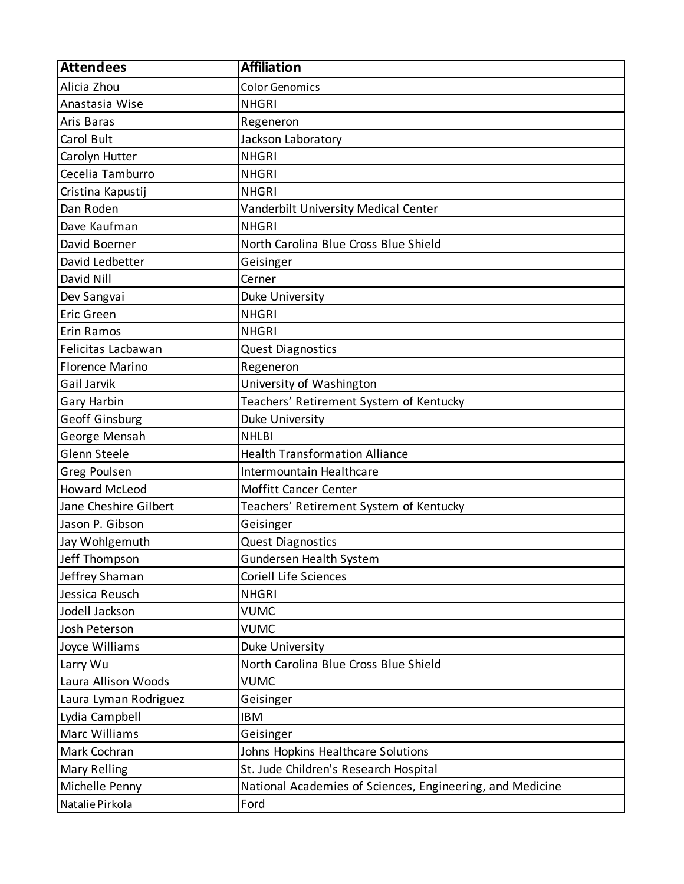| Attendees | Affiliation |
|---|---|
| Alicia Zhou | Color Genomics |
| Anastasia Wise | NHGRI |
| Aris Baras | Regeneron |
| Carol Bult | Jackson Laboratory |
| Carolyn Hutter | NHGRI |
| Cecelia Tamburro | NHGRI |
| Cristina Kapustij | NHGRI |
| Dan Roden | Vanderbilt University Medical Center |
| Dave Kaufman | NHGRI |
| David Boerner | North Carolina Blue Cross Blue Shield |
| David Ledbetter | Geisinger |
| David Nill | Cerner |
| Dev Sangvai | Duke University |
| Eric Green | NHGRI |
| Erin Ramos | NHGRI |
| Felicitas Lacbawan | Quest Diagnostics |
| Florence Marino | Regeneron |
| Gail Jarvik | University of Washington |
| Gary Harbin | Teachers' Retirement System of Kentucky |
| Geoff Ginsburg | Duke University |
| George Mensah | NHLBI |
| Glenn Steele | Health Transformation Alliance |
| Greg Poulsen | Intermountain Healthcare |
| Howard McLeod | Moffitt Cancer Center |
| Jane Cheshire Gilbert | Teachers' Retirement System of Kentucky |
| Jason P. Gibson | Geisinger |
| Jay Wohlgemuth | Quest Diagnostics |
| Jeff Thompson | Gundersen Health System |
| Jeffrey Shaman | Coriell Life Sciences |
| Jessica Reusch | NHGRI |
| Jodell Jackson | VUMC |
| Josh Peterson | VUMC |
| Joyce Williams | Duke University |
| Larry Wu | North Carolina Blue Cross Blue Shield |
| Laura Allison Woods | VUMC |
| Laura Lyman Rodriguez | Geisinger |
| Lydia Campbell | IBM |
| Marc Williams | Geisinger |
| Mark Cochran | Johns Hopkins Healthcare Solutions |
| Mary Relling | St. Jude Children's Research Hospital |
| Michelle Penny | National Academies of Sciences, Engineering, and Medicine |
| Natalie Pirkola | Ford |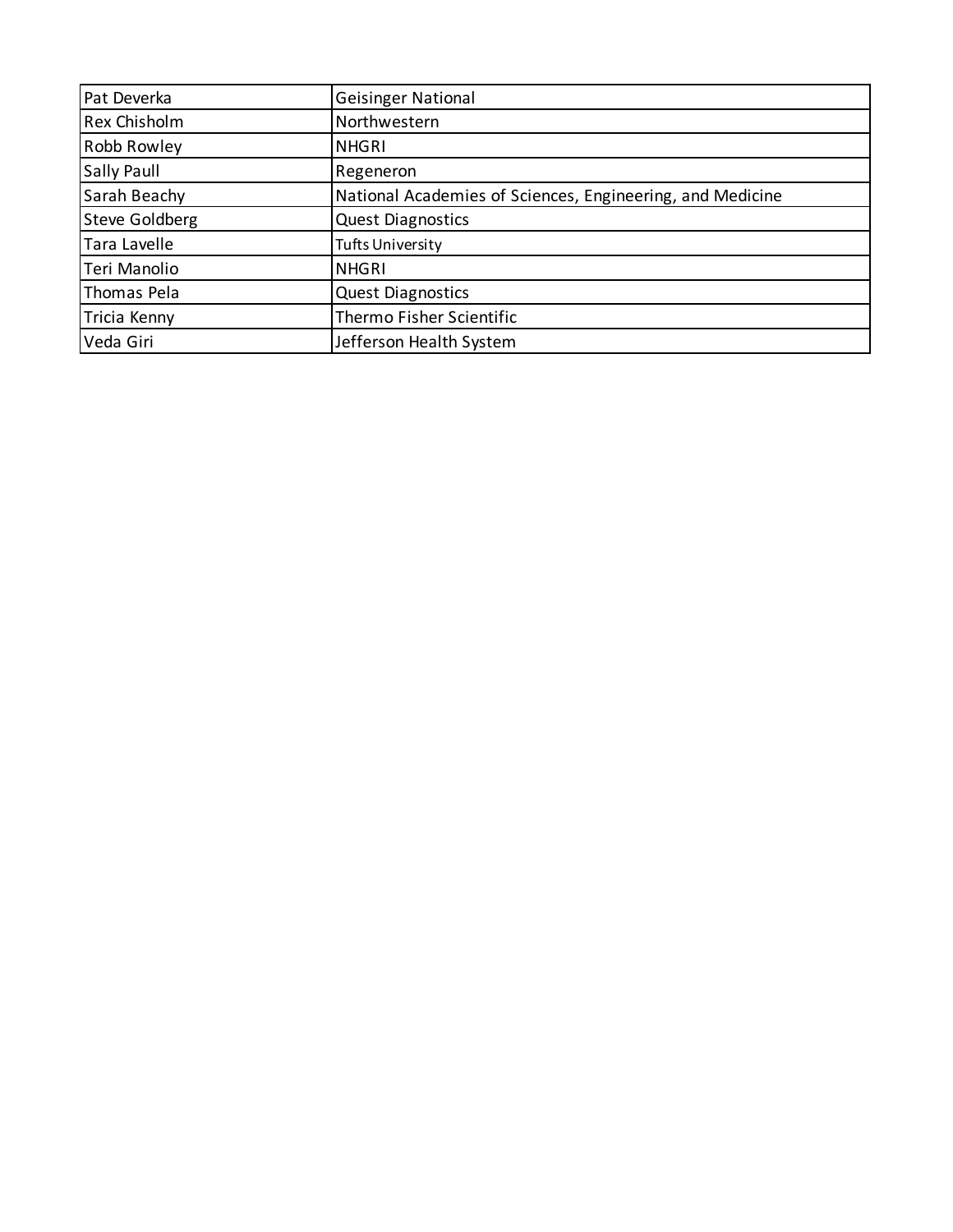| | |
|---|---|
| Pat Deverka | Geisinger National |
| Rex Chisholm | Northwestern |
| Robb Rowley | NHGRI |
| Sally Paull | Regeneron |
| Sarah Beachy | National Academies of Sciences, Engineering, and Medicine |
| Steve Goldberg | Quest Diagnostics |
| Tara Lavelle | Tufts University |
| Teri Manolio | NHGRI |
| Thomas Pela | Quest Diagnostics |
| Tricia Kenny | Thermo Fisher Scientific |
| Veda Giri | Jefferson Health System |